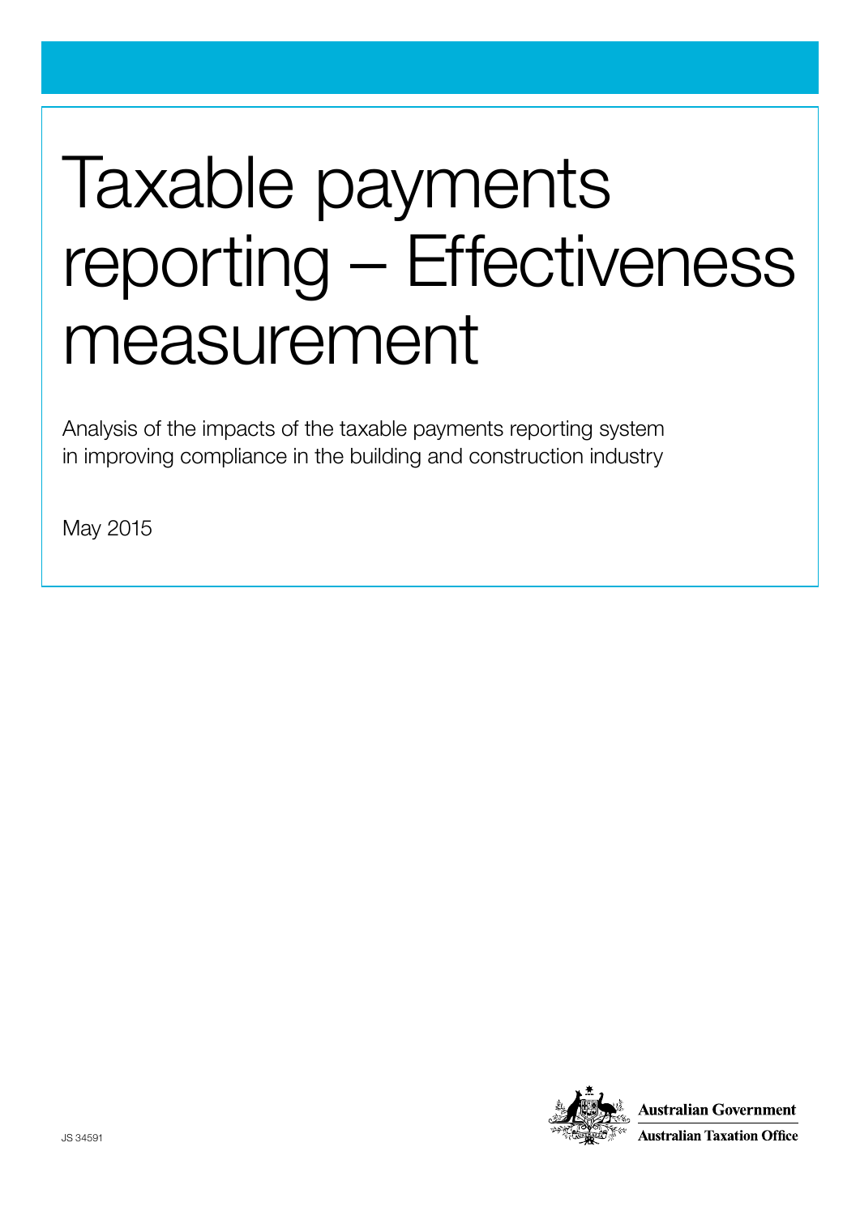# Taxable payments reporting – Effectiveness measurement

Analysis of the impacts of the taxable payments reporting system in improving compliance in the building and construction industry

May 2015

JS 34591

Australian Government
Australian Taxation Office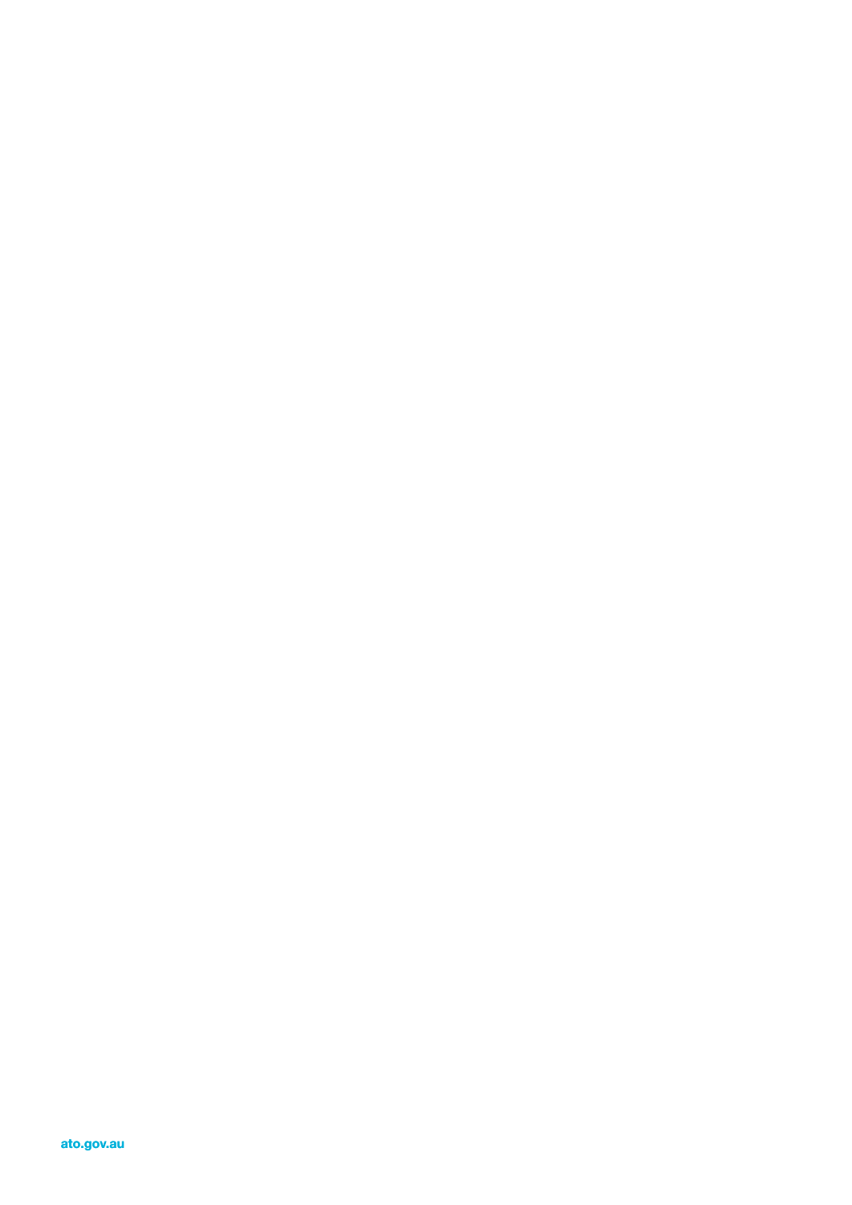ato.gov.au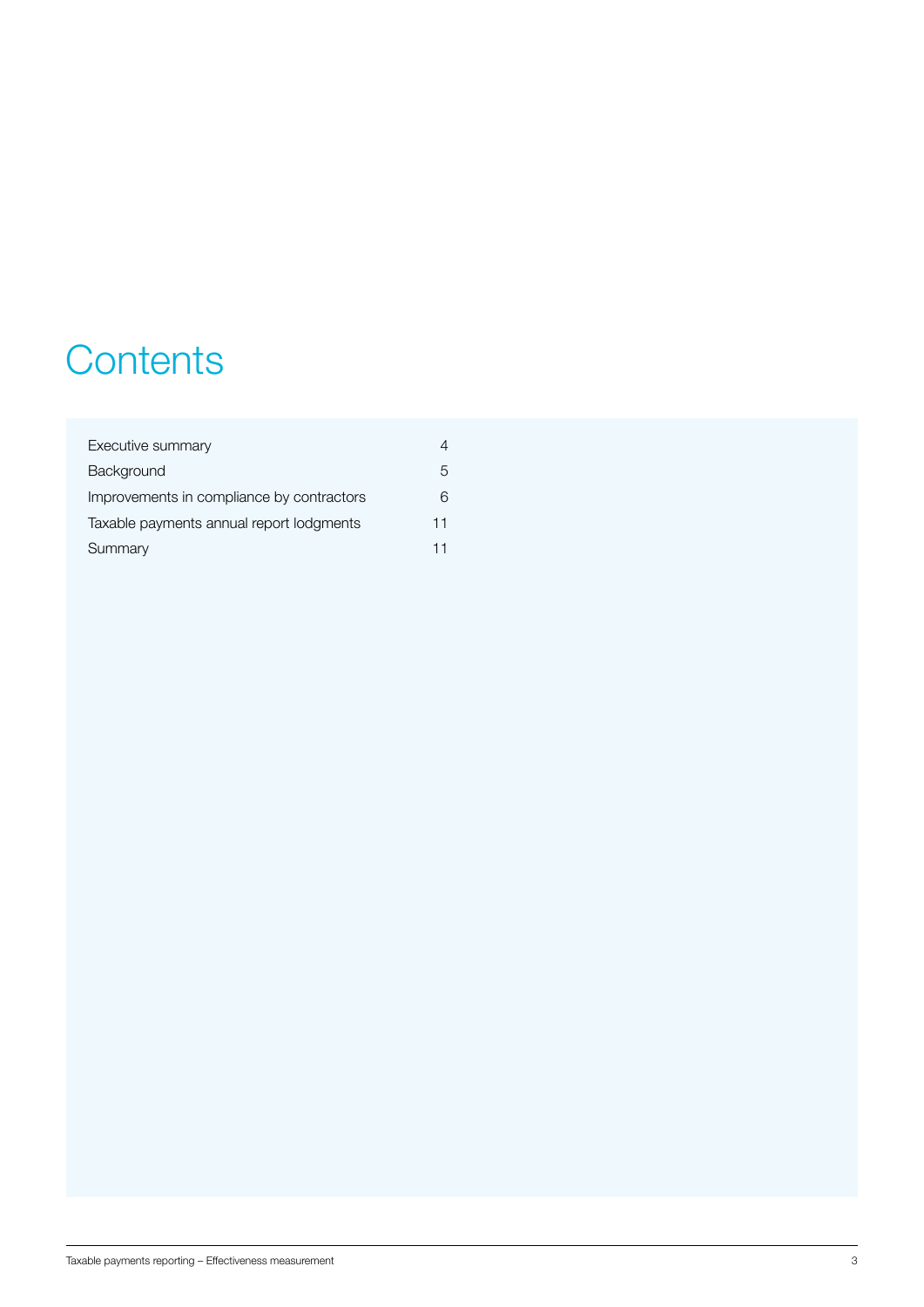# Contents

| | |
|---|---|
| Executive summary | 4 |
| Background | 5 |
| Improvements in compliance by contractors | 6 |
| Taxable payments annual report lodgments | 11 |
| Summary | 11 |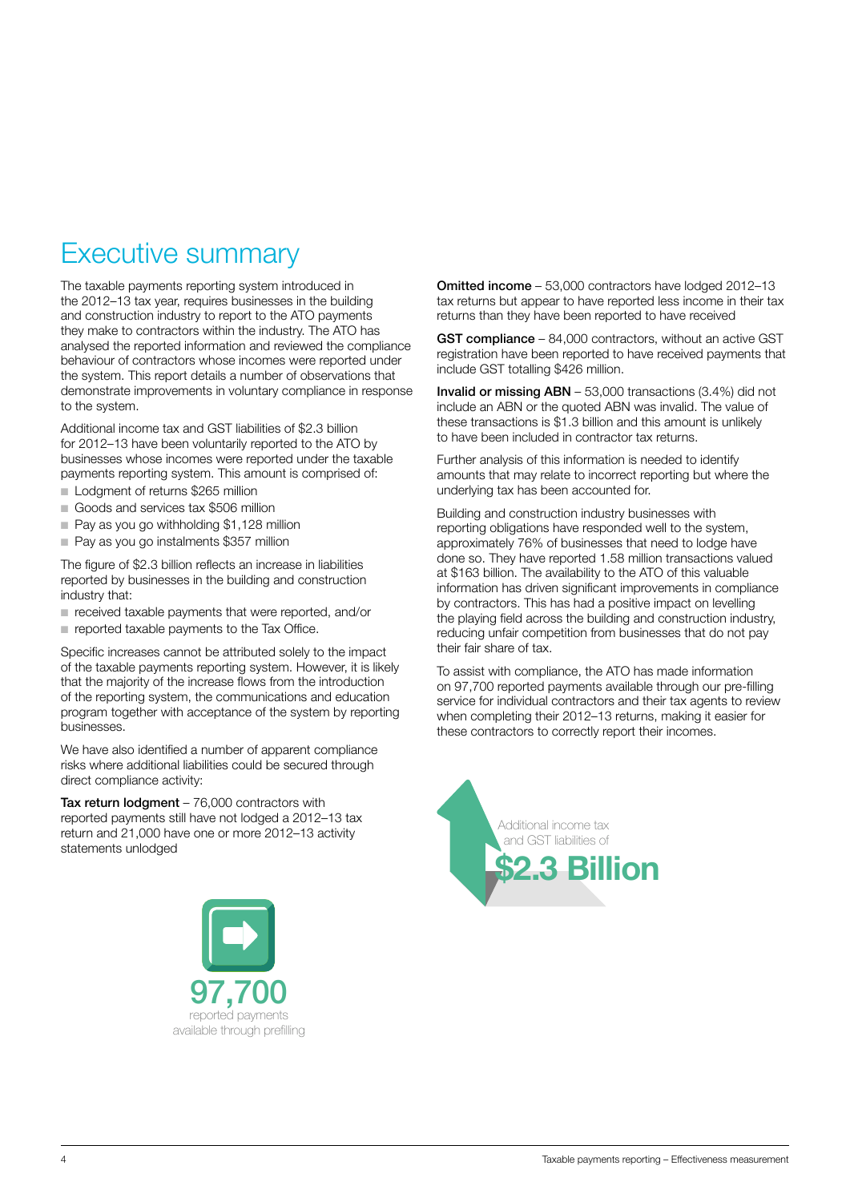# Executive summary

The taxable payments reporting system introduced in the 2012–13 tax year, requires businesses in the building and construction industry to report to the ATO payments they make to contractors within the industry. The ATO has analysed the reported information and reviewed the compliance behaviour of contractors whose incomes were reported under the system. This report details a number of observations that demonstrate improvements in voluntary compliance in response to the system.

Additional income tax and GST liabilities of $2.3 billion for 2012–13 have been voluntarily reported to the ATO by businesses whose incomes were reported under the taxable payments reporting system. This amount is comprised of:

- Lodgment of returns $265 million
- Goods and services tax $506 million
- Pay as you go withholding $1,128 million
- Pay as you go instalments $357 million

The figure of $2.3 billion reflects an increase in liabilities reported by businesses in the building and construction industry that:

- received taxable payments that were reported, and/or
- reported taxable payments to the Tax Office.

Specific increases cannot be attributed solely to the impact of the taxable payments reporting system. However, it is likely that the majority of the increase flows from the introduction of the reporting system, the communications and education program together with acceptance of the system by reporting businesses.

We have also identified a number of apparent compliance risks where additional liabilities could be secured through direct compliance activity:

**Tax return lodgment** – 76,000 contractors with reported payments still have not lodged a 2012–13 tax return and 21,000 have one or more 2012–13 activity statements unlodged

**97,700**
reported payments available through prefilling

**Omitted income** – 53,000 contractors have lodged 2012–13 tax returns but appear to have reported less income in their tax returns than they have been reported to have received

**GST compliance** – 84,000 contractors, without an active GST registration have been reported to have received payments that include GST totalling $426 million.

**Invalid or missing ABN** – 53,000 transactions (3.4%) did not include an ABN or the quoted ABN was invalid. The value of these transactions is $1.3 billion and this amount is unlikely to have been included in contractor tax returns.

Further analysis of this information is needed to identify amounts that may relate to incorrect reporting but where the underlying tax has been accounted for.

Building and construction industry businesses with reporting obligations have responded well to the system, approximately 76% of businesses that need to lodge have done so. They have reported 1.58 million transactions valued at $163 billion. The availability to the ATO of this valuable information has driven significant improvements in compliance by contractors. This has had a positive impact on levelling the playing field across the building and construction industry, reducing unfair competition from businesses that do not pay their fair share of tax.

To assist with compliance, the ATO has made information on 97,700 reported payments available through our pre-filling service for individual contractors and their tax agents to review when completing their 2012–13 returns, making it easier for these contractors to correctly report their incomes.

Additional income tax and GST liabilities of
**$2.3 Billion**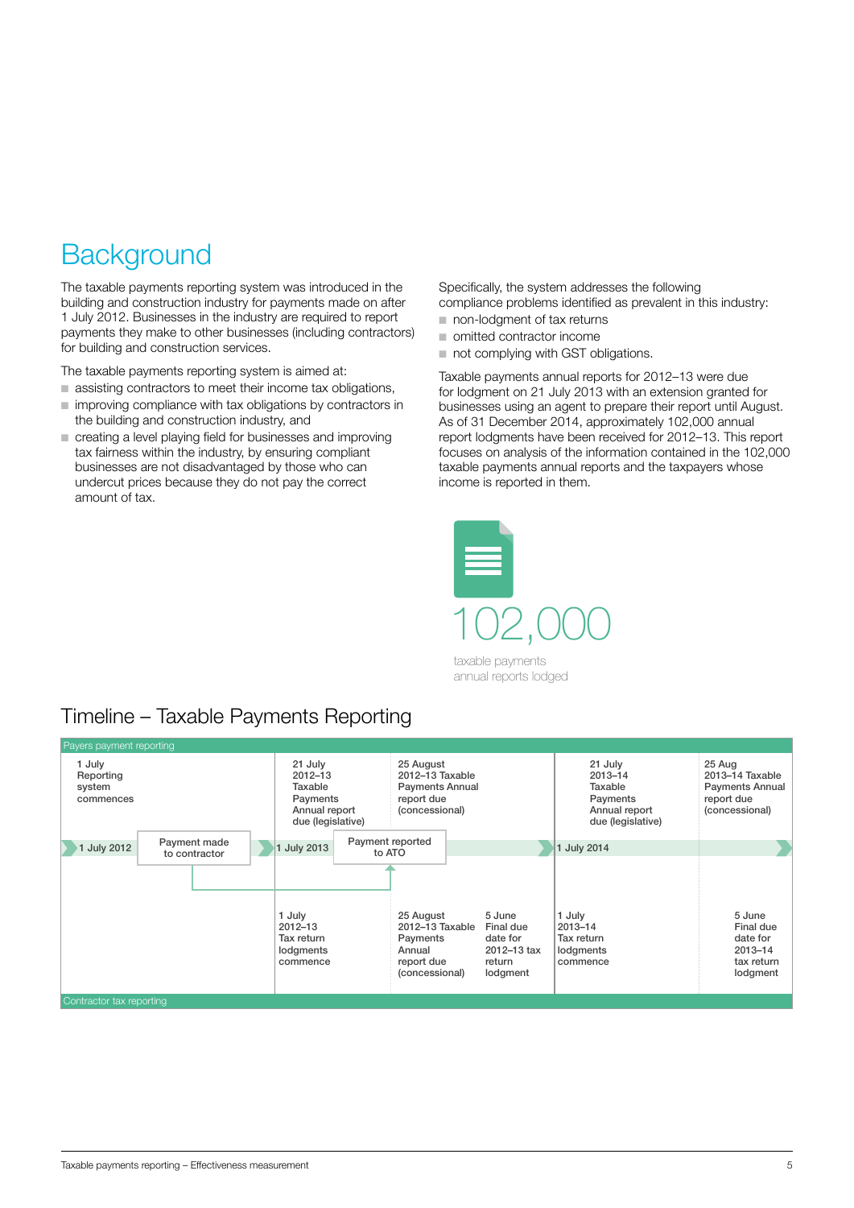# Background

The taxable payments reporting system was introduced in the building and construction industry for payments made on after 1 July 2012. Businesses in the industry are required to report payments they make to other businesses (including contractors) for building and construction services.

The taxable payments reporting system is aimed at:

- assisting contractors to meet their income tax obligations,
- improving compliance with tax obligations by contractors in the building and construction industry, and
- creating a level playing field for businesses and improving tax fairness within the industry, by ensuring compliant businesses are not disadvantaged by those who can undercut prices because they do not pay the correct amount of tax.

Specifically, the system addresses the following compliance problems identified as prevalent in this industry:

- non-lodgment of tax returns
- omitted contractor income
- not complying with GST obligations.

Taxable payments annual reports for 2012–13 were due for lodgment on 21 July 2013 with an extension granted for businesses using an agent to prepare their report until August. As of 31 December 2014, approximately 102,000 annual report lodgments have been received for 2012–13. This report focuses on analysis of the information contained in the 102,000 taxable payments annual reports and the taxpayers whose income is reported in them.

102,000

taxable payments annual reports lodged

## Timeline – Taxable Payments Reporting

**Payers payment reporting**

- 1 July 2012 – Reporting system commences
- Payment made to contractor
- 1 July 2013 – Payment reported to ATO
- 21 July – 2012–13 Taxable Payments Annual report due (legislative)
- 25 August – 2012–13 Taxable Payments Annual report due (concessional)
- 1 July 2014
- 21 July – 2013–14 Taxable Payments Annual report due (legislative)
- 25 Aug – 2013–14 Taxable Payments Annual report due (concessional)

**Contractor tax reporting**

- 1 July – 2012–13 Tax return lodgments commence
- 25 August – 2012–13 Taxable Payments Annual report due (concessional)
- 5 June – Final due date for 2012–13 tax return lodgment
- 1 July – 2013–14 Tax return lodgments commence
- 5 June – Final due date for 2013–14 tax return lodgment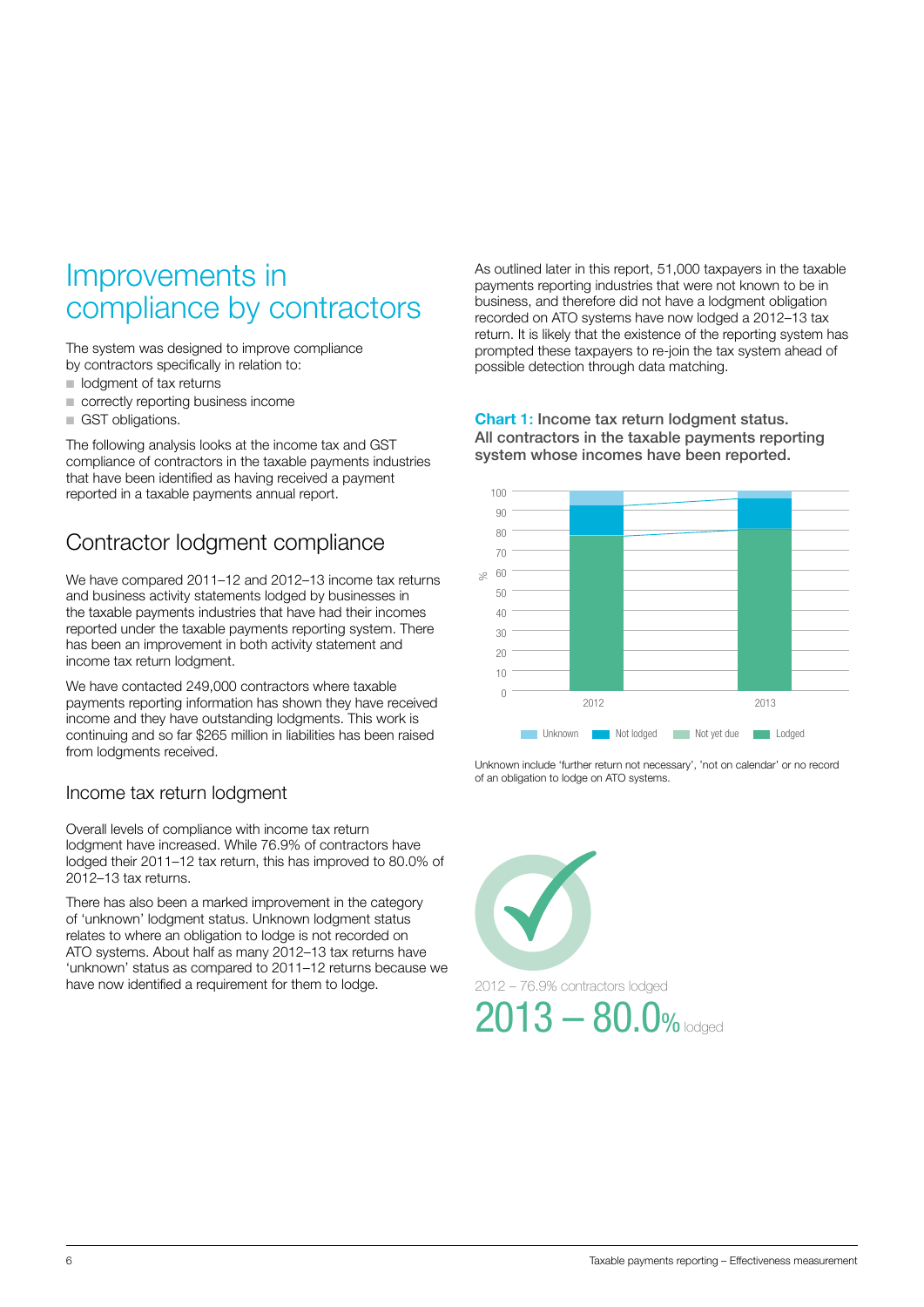# Improvements in compliance by contractors

The system was designed to improve compliance by contractors specifically in relation to:

- lodgment of tax returns
- correctly reporting business income
- GST obligations.

The following analysis looks at the income tax and GST compliance of contractors in the taxable payments industries that have been identified as having received a payment reported in a taxable payments annual report.

## Contractor lodgment compliance

We have compared 2011–12 and 2012–13 income tax returns and business activity statements lodged by businesses in the taxable payments industries that have had their incomes reported under the taxable payments reporting system. There has been an improvement in both activity statement and income tax return lodgment.

We have contacted 249,000 contractors where taxable payments reporting information has shown they have received income and they have outstanding lodgments. This work is continuing and so far $265 million in liabilities has been raised from lodgments received.

### Income tax return lodgment

Overall levels of compliance with income tax return lodgment have increased. While 76.9% of contractors have lodged their 2011–12 tax return, this has improved to 80.0% of 2012–13 tax returns.

There has also been a marked improvement in the category of 'unknown' lodgment status. Unknown lodgment status relates to where an obligation to lodge is not recorded on ATO systems. About half as many 2012–13 tax returns have 'unknown' status as compared to 2011–12 returns because we have now identified a requirement for them to lodge.

As outlined later in this report, 51,000 taxpayers in the taxable payments reporting industries that were not known to be in business, and therefore did not have a lodgment obligation recorded on ATO systems have now lodged a 2012–13 tax return. It is likely that the existence of the reporting system has prompted these taxpayers to re-join the tax system ahead of possible detection through data matching.

**Chart 1: Income tax return lodgment status. All contractors in the taxable payments reporting system whose incomes have been reported.**

Legend: Unknown, Not lodged, Not yet due, Lodged (y-axis: %, 0–100; x-axis: 2012, 2013)

Unknown include 'further return not necessary', 'not on calendar' or no record of an obligation to lodge on ATO systems.

2012 – 76.9% contractors lodged

2013 – 80.0% lodged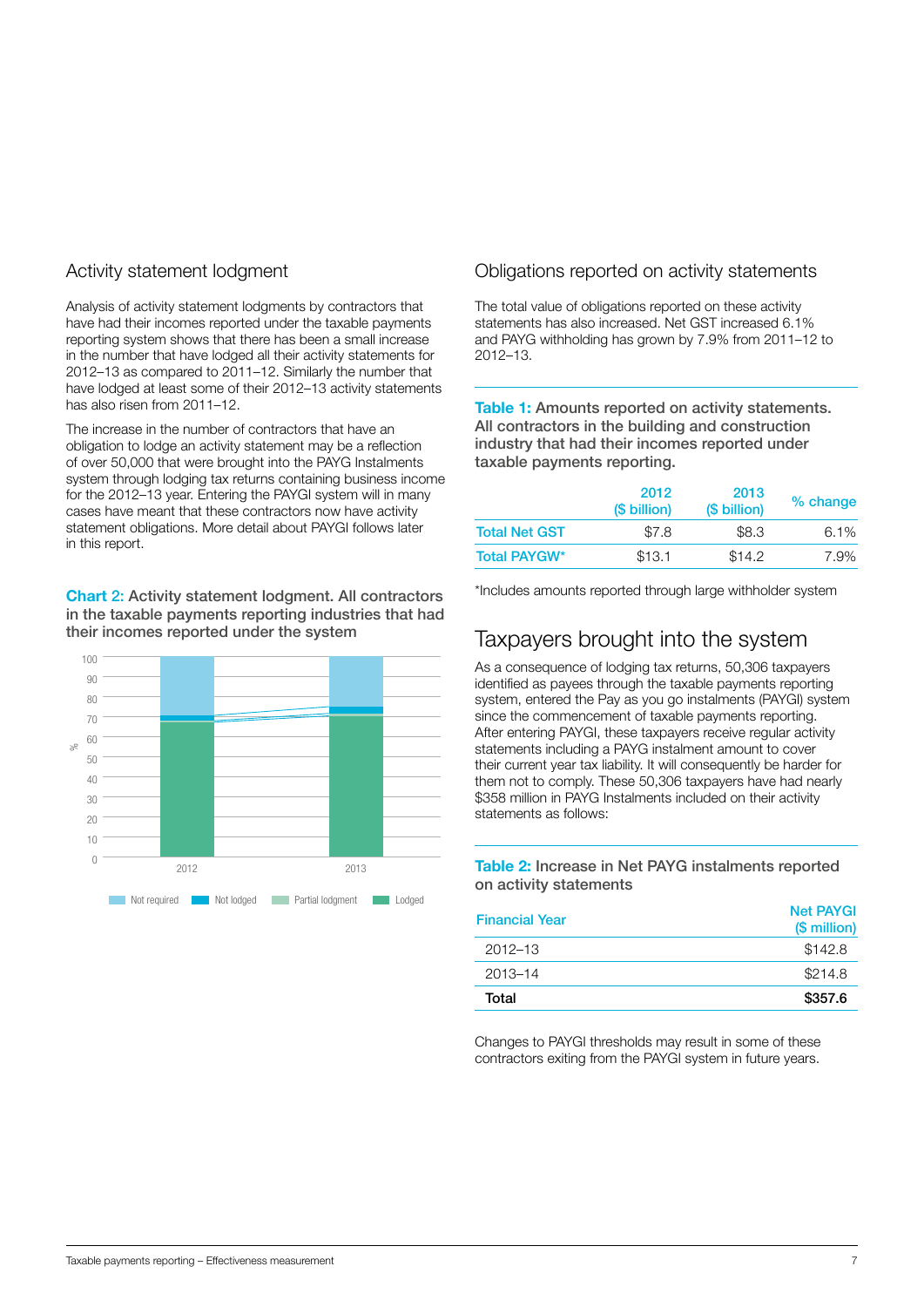## Activity statement lodgment

Analysis of activity statement lodgments by contractors that have had their incomes reported under the taxable payments reporting system shows that there has been a small increase in the number that have lodged all their activity statements for 2012–13 as compared to 2011–12. Similarly the number that have lodged at least some of their 2012–13 activity statements has also risen from 2011–12.

The increase in the number of contractors that have an obligation to lodge an activity statement may be a reflection of over 50,000 that were brought into the PAYG Instalments system through lodging tax returns containing business income for the 2012–13 year. Entering the PAYGI system will in many cases have meant that these contractors now have activity statement obligations. More detail about PAYGI follows later in this report.

**Chart 2:** Activity statement lodgment. All contractors in the taxable payments reporting industries that had their incomes reported under the system

Legend: Not required, Not lodged, Partial lodgment, Lodged

## Obligations reported on activity statements

The total value of obligations reported on these activity statements has also increased. Net GST increased 6.1% and PAYG withholding has grown by 7.9% from 2011–12 to 2012–13.

**Table 1:** Amounts reported on activity statements. All contractors in the building and construction industry that had their incomes reported under taxable payments reporting.

| | 2012 ($ billion) | 2013 ($ billion) | % change |
|---|---|---|---|
| Total Net GST | $7.8 | $8.3 | 6.1% |
| Total PAYGW* | $13.1 | $14.2 | 7.9% |

*Includes amounts reported through large withholder system

## Taxpayers brought into the system

As a consequence of lodging tax returns, 50,306 taxpayers identified as payees through the taxable payments reporting system, entered the Pay as you go instalments (PAYGI) system since the commencement of taxable payments reporting. After entering PAYGI, these taxpayers receive regular activity statements including a PAYG instalment amount to cover their current year tax liability. It will consequently be harder for them not to comply. These 50,306 taxpayers have had nearly $358 million in PAYG Instalments included on their activity statements as follows:

**Table 2:** Increase in Net PAYG instalments reported on activity statements

| Financial Year | Net PAYGI ($ million) |
|---|---|
| 2012–13 | $142.8 |
| 2013–14 | $214.8 |
| **Total** | **$357.6** |

Changes to PAYGI thresholds may result in some of these contractors exiting from the PAYGI system in future years.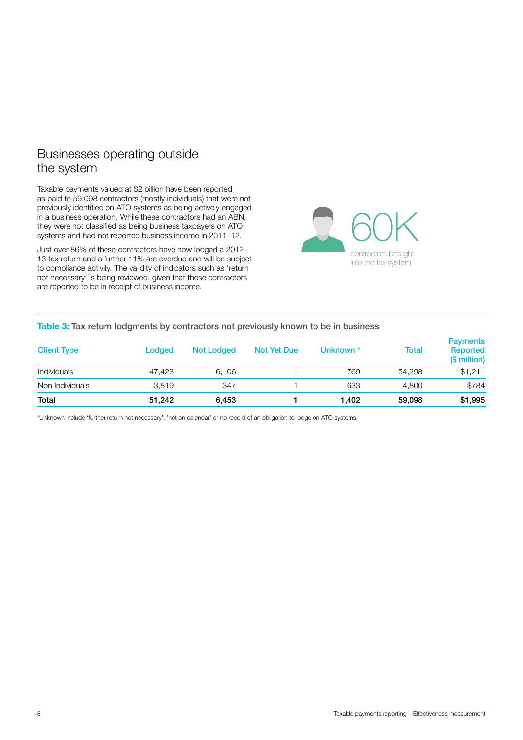# Businesses operating outside the system

Taxable payments valued at $2 billion have been reported as paid to 59,098 contractors (mostly individuals) that were not previously identified on ATO systems as being actively engaged in a business operation. While these contractors had an ABN, they were not classified as being business taxpayers on ATO systems and had not reported business income in 2011–12.

Just over 86% of these contractors have now lodged a 2012–13 tax return and a further 11% are overdue and will be subject to compliance activity. The validity of indicators such as 'return not necessary' is being reviewed, given that these contractors are reported to be in receipt of business income.

60K
contractors brought into the tax system

**Table 3:** Tax return lodgments by contractors not previously known to be in business

| Client Type | Lodged | Not Lodged | Not Yet Due | Unknown * | Total | Payments Reported ($ million) |
|---|---|---|---|---|---|---|
| Individuals | 47,423 | 6,106 | – | 769 | 54,298 | $1,211 |
| Non Individuals | 3,819 | 347 | 1 | 633 | 4,800 | $784 |
| **Total** | **51,242** | **6,453** | **1** | **1,402** | **59,098** | **$1,995** |

*Unknown include 'further return not necessary', 'not on calendar' or no record of an obligation to lodge on ATO systems.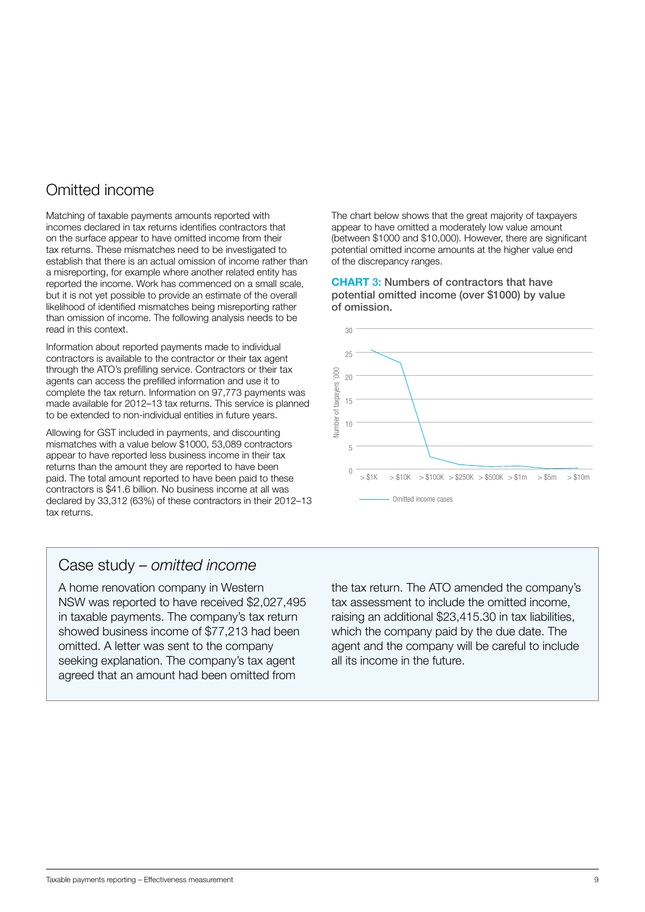## Omitted income

Matching of taxable payments amounts reported with incomes declared in tax returns identifies contractors that on the surface appear to have omitted income from their tax returns. These mismatches need to be investigated to establish that there is an actual omission of income rather than a misreporting, for example where another related entity has reported the income. Work has commenced on a small scale, but it is not yet possible to provide an estimate of the overall likelihood of identified mismatches being misreporting rather than omission of income. The following analysis needs to be read in this context.

Information about reported payments made to individual contractors is available to the contractor or their tax agent through the ATO's prefilling service. Contractors or their tax agents can access the prefilled information and use it to complete the tax return. Information on 97,773 payments was made available for 2012–13 tax returns. This service is planned to be extended to non-individual entities in future years.

Allowing for GST included in payments, and discounting mismatches with a value below $1000, 53,089 contractors appear to have reported less business income in their tax returns than the amount they are reported to have been paid. The total amount reported to have been paid to these contractors is $41.6 billion. No business income at all was declared by 33,312 (63%) of these contractors in their 2012–13 tax returns.

The chart below shows that the great majority of taxpayers appear to have omitted a moderately low value amount (between $1000 and $10,000). However, there are significant potential omitted income amounts at the higher value end of the discrepancy ranges.

**CHART 3: Numbers of contractors that have potential omitted income (over $1000) by value of omission.**

Number of taxpayers '000 (0–30); categories: > $1K, > $10K, > $100K, > $250K, > $500K, > $1m, > $5m, > $10m

Omitted income cases

### Case study – *omitted income*

A home renovation company in Western NSW was reported to have received $2,027,495 in taxable payments. The company's tax return showed business income of $77,213 had been omitted. A letter was sent to the company seeking explanation. The company's tax agent agreed that an amount had been omitted from the tax return. The ATO amended the company's tax assessment to include the omitted income, raising an additional $23,415.30 in tax liabilities, which the company paid by the due date. The agent and the company will be careful to include all its income in the future.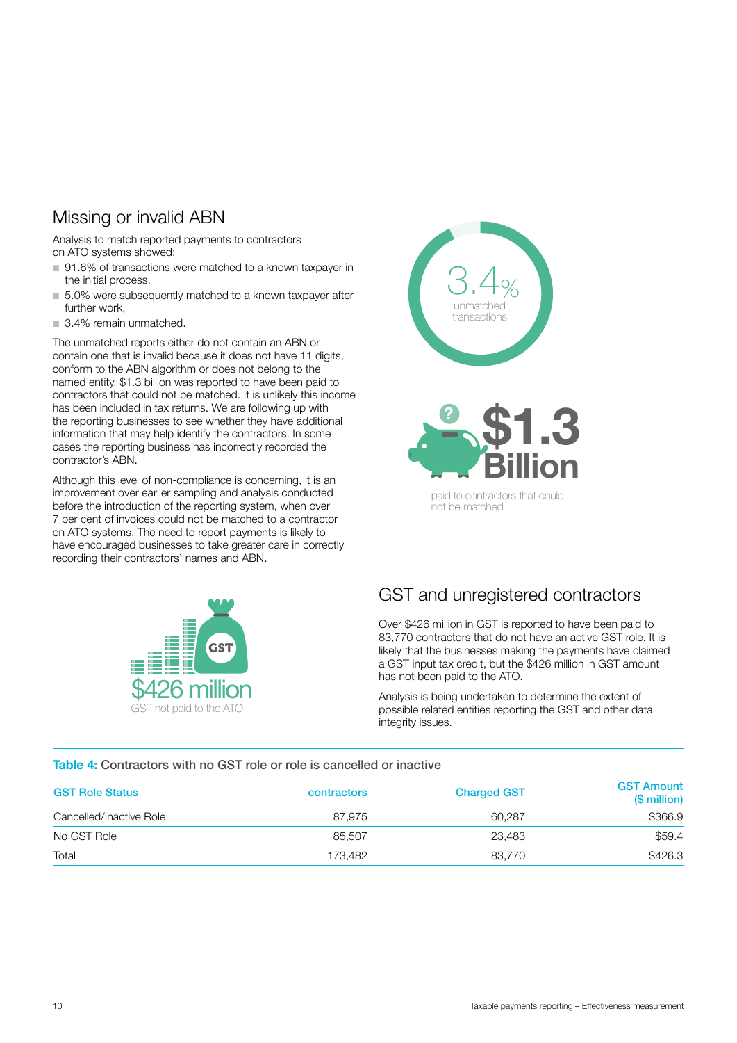## Missing or invalid ABN

Analysis to match reported payments to contractors on ATO systems showed:

- 91.6% of transactions were matched to a known taxpayer in the initial process,
- 5.0% were subsequently matched to a known taxpayer after further work,
- 3.4% remain unmatched.

The unmatched reports either do not contain an ABN or contain one that is invalid because it does not have 11 digits, conform to the ABN algorithm or does not belong to the named entity. $1.3 billion was reported to have been paid to contractors that could not be matched. It is unlikely this income has been included in tax returns. We are following up with the reporting businesses to see whether they have additional information that may help identify the contractors. In some cases the reporting business has incorrectly recorded the contractor's ABN.

Although this level of non-compliance is concerning, it is an improvement over earlier sampling and analysis conducted before the introduction of the reporting system, when over 7 per cent of invoices could not be matched to a contractor on ATO systems. The need to report payments is likely to have encouraged businesses to take greater care in correctly recording their contractors' names and ABN.

3.4% unmatched transactions

$1.3 Billion paid to contractors that could not be matched

## GST and unregistered contractors

Over $426 million in GST is reported to have been paid to 83,770 contractors that do not have an active GST role. It is likely that the businesses making the payments have claimed a GST input tax credit, but the $426 million in GST amount has not been paid to the ATO.

Analysis is being undertaken to determine the extent of possible related entities reporting the GST and other data integrity issues.

$426 million GST not paid to the ATO

**Table 4:** Contractors with no GST role or role is cancelled or inactive

| GST Role Status | contractors | Charged GST | GST Amount ($ million) |
|---|---|---|---|
| Cancelled/Inactive Role | 87,975 | 60,287 | $366.9 |
| No GST Role | 85,507 | 23,483 | $59.4 |
| Total | 173,482 | 83,770 | $426.3 |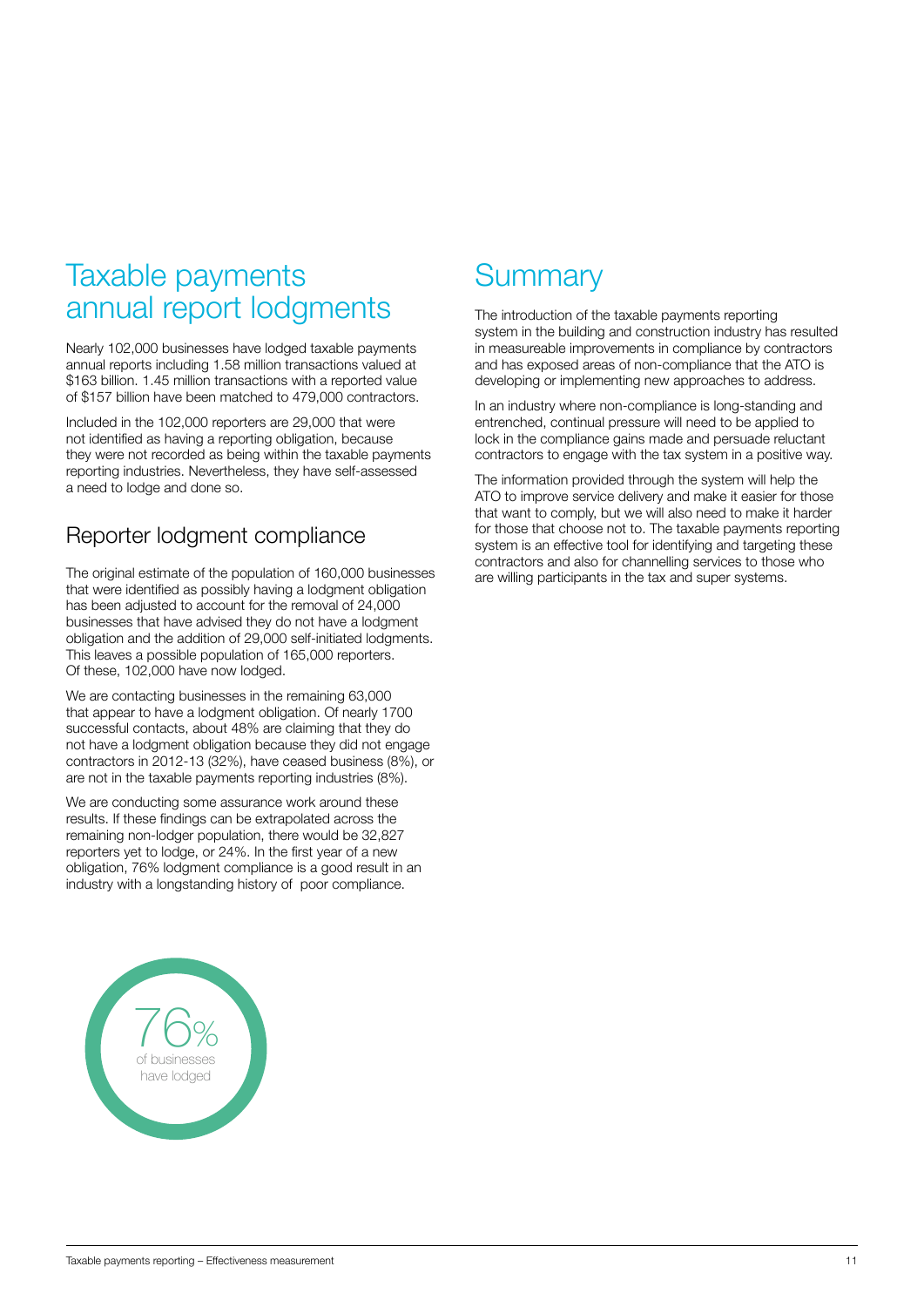# Taxable payments annual report lodgments

Nearly 102,000 businesses have lodged taxable payments annual reports including 1.58 million transactions valued at $163 billion. 1.45 million transactions with a reported value of $157 billion have been matched to 479,000 contractors.

Included in the 102,000 reporters are 29,000 that were not identified as having a reporting obligation, because they were not recorded as being within the taxable payments reporting industries. Nevertheless, they have self-assessed a need to lodge and done so.

## Reporter lodgment compliance

The original estimate of the population of 160,000 businesses that were identified as possibly having a lodgment obligation has been adjusted to account for the removal of 24,000 businesses that have advised they do not have a lodgment obligation and the addition of 29,000 self-initiated lodgments. This leaves a possible population of 165,000 reporters. Of these, 102,000 have now lodged.

We are contacting businesses in the remaining 63,000 that appear to have a lodgment obligation. Of nearly 1700 successful contacts, about 48% are claiming that they do not have a lodgment obligation because they did not engage contractors in 2012-13 (32%), have ceased business (8%), or are not in the taxable payments reporting industries (8%).

We are conducting some assurance work around these results. If these findings can be extrapolated across the remaining non-lodger population, there would be 32,827 reporters yet to lodge, or 24%. In the first year of a new obligation, 76% lodgment compliance is a good result in an industry with a longstanding history of poor compliance.

76% of businesses have lodged

# Summary

The introduction of the taxable payments reporting system in the building and construction industry has resulted in measureable improvements in compliance by contractors and has exposed areas of non-compliance that the ATO is developing or implementing new approaches to address.

In an industry where non-compliance is long-standing and entrenched, continual pressure will need to be applied to lock in the compliance gains made and persuade reluctant contractors to engage with the tax system in a positive way.

The information provided through the system will help the ATO to improve service delivery and make it easier for those that want to comply, but we will also need to make it harder for those that choose not to. The taxable payments reporting system is an effective tool for identifying and targeting these contractors and also for channelling services to those who are willing participants in the tax and super systems.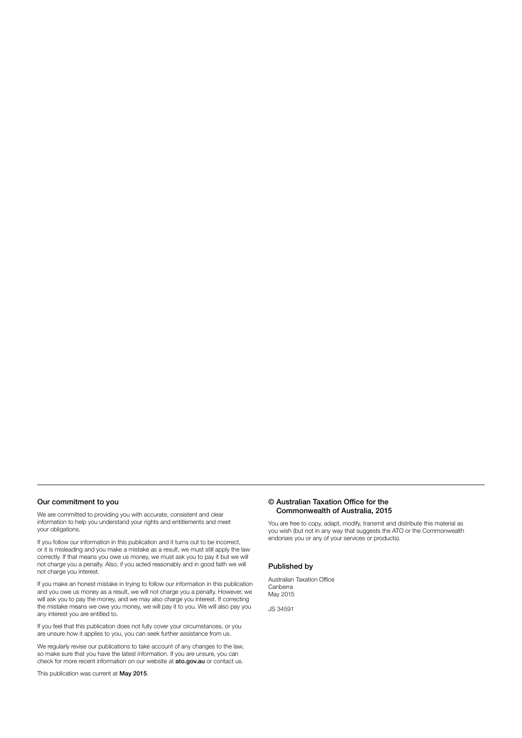## Our commitment to you

We are committed to providing you with accurate, consistent and clear information to help you understand your rights and entitlements and meet your obligations.

If you follow our information in this publication and it turns out to be incorrect, or it is misleading and you make a mistake as a result, we must still apply the law correctly. If that means you owe us money, we must ask you to pay it but we will not charge you a penalty. Also, if you acted reasonably and in good faith we will not charge you interest.

If you make an honest mistake in trying to follow our information in this publication and you owe us money as a result, we will not charge you a penalty. However, we will ask you to pay the money, and we may also charge you interest. If correcting the mistake means we owe you money, we will pay it to you. We will also pay you any interest you are entitled to.

If you feel that this publication does not fully cover your circumstances, or you are unsure how it applies to you, you can seek further assistance from us.

We regularly revise our publications to take account of any changes to the law, so make sure that you have the latest information. If you are unsure, you can check for more recent information on our website at **ato.gov.au** or contact us.

This publication was current at **May 2015**.

## © Australian Taxation Office for the Commonwealth of Australia, 2015

You are free to copy, adapt, modify, transmit and distribute this material as you wish (but not in any way that suggests the ATO or the Commonwealth endorses you or any of your services or products).

## Published by

Australian Taxation Office
Canberra
May 2015

JS 34591